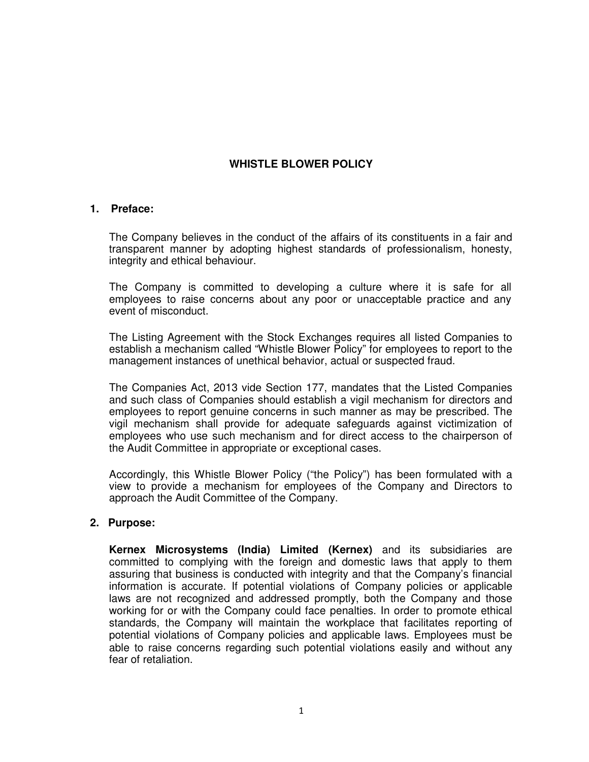# WHISTLE BLOWER POLICY

## 1. Preface:

The Company believes in the conduct of the affairs of its constituents in a fair and transparent manner by adopting highest standards of professionalism, honesty, integrity and ethical behaviour.

The Company is committed to developing a culture where it is safe for all employees to raise concerns about any poor or unacceptable practice and any event of misconduct.

The Listing Agreement with the Stock Exchanges requires all listed Companies to establish a mechanism called "Whistle Blower Policy" for employees to report to the management instances of unethical behavior, actual or suspected fraud.

The Companies Act, 2013 vide Section 177, mandates that the Listed Companies and such class of Companies should establish a vigil mechanism for directors and employees to report genuine concerns in such manner as may be prescribed. The vigil mechanism shall provide for adequate safeguards against victimization of employees who use such mechanism and for direct access to the chairperson of the Audit Committee in appropriate or exceptional cases.

Accordingly, this Whistle Blower Policy ("the Policy") has been formulated with a view to provide a mechanism for employees of the Company and Directors to approach the Audit Committee of the Company.

## 2. Purpose:

**Kernex Microsystems (India) Limited (Kernex)** and its subsidiaries are committed to complying with the foreign and domestic laws that apply to them assuring that business is conducted with integrity and that the Company's financial information is accurate. If potential violations of Company policies or applicable laws are not recognized and addressed promptly, both the Company and those working for or with the Company could face penalties. In order to promote ethical standards, the Company will maintain the workplace that facilitates reporting of potential violations of Company policies and applicable laws. Employees must be able to raise concerns regarding such potential violations easily and without any fear of retaliation.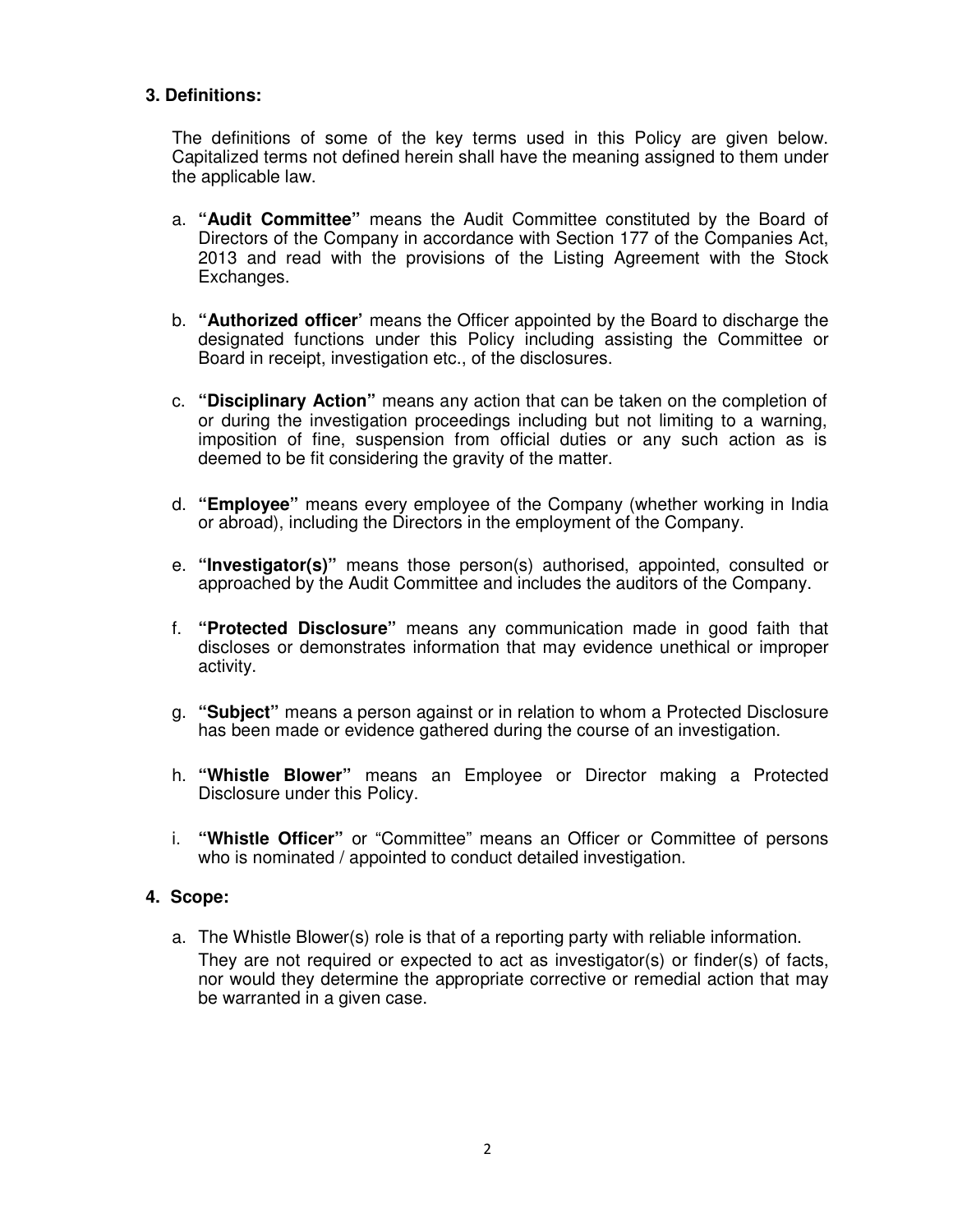## 3. Definitions:

The definitions of some of the key terms used in this Policy are given below. Capitalized terms not defined herein shall have the meaning assigned to them under the applicable law.

a. **"Audit Committee"** means the Audit Committee constituted by the Board of Directors of the Company in accordance with Section 177 of the Companies Act, 2013 and read with the provisions of the Listing Agreement with the Stock Exchanges.

b. **"Authorized officer'** means the Officer appointed by the Board to discharge the designated functions under this Policy including assisting the Committee or Board in receipt, investigation etc., of the disclosures.

c. **"Disciplinary Action"** means any action that can be taken on the completion of or during the investigation proceedings including but not limiting to a warning, imposition of fine, suspension from official duties or any such action as is deemed to be fit considering the gravity of the matter.

d. **"Employee"** means every employee of the Company (whether working in India or abroad), including the Directors in the employment of the Company.

e. **"Investigator(s)"** means those person(s) authorised, appointed, consulted or approached by the Audit Committee and includes the auditors of the Company.

f. **"Protected Disclosure"** means any communication made in good faith that discloses or demonstrates information that may evidence unethical or improper activity.

g. **"Subject"** means a person against or in relation to whom a Protected Disclosure has been made or evidence gathered during the course of an investigation.

h. **"Whistle Blower"** means an Employee or Director making a Protected Disclosure under this Policy.

i. **"Whistle Officer"** or "Committee" means an Officer or Committee of persons who is nominated / appointed to conduct detailed investigation.

## 4. Scope:

a. The Whistle Blower(s) role is that of a reporting party with reliable information. They are not required or expected to act as investigator(s) or finder(s) of facts, nor would they determine the appropriate corrective or remedial action that may be warranted in a given case.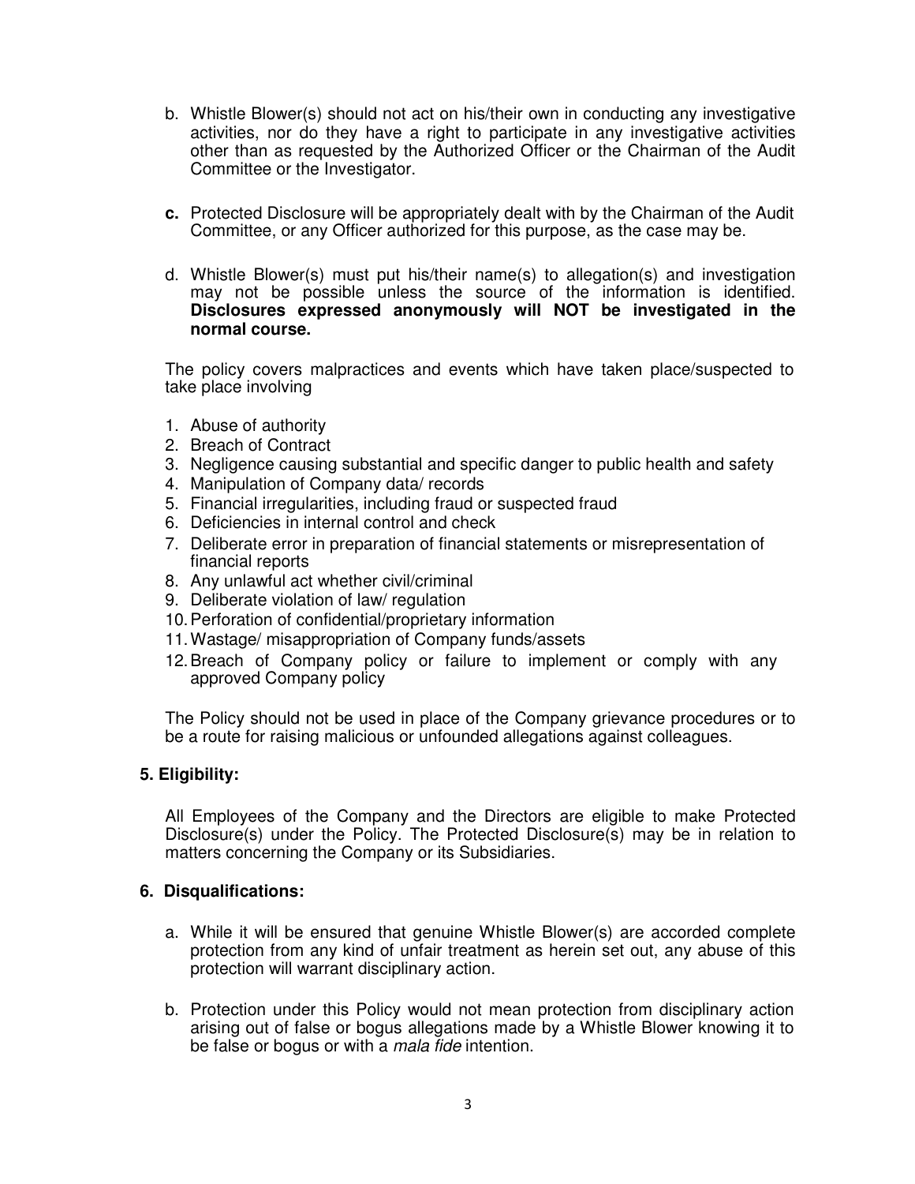b. Whistle Blower(s) should not act on his/their own in conducting any investigative activities, nor do they have a right to participate in any investigative activities other than as requested by the Authorized Officer or the Chairman of the Audit Committee or the Investigator.

**c.** Protected Disclosure will be appropriately dealt with by the Chairman of the Audit Committee, or any Officer authorized for this purpose, as the case may be.

d. Whistle Blower(s) must put his/their name(s) to allegation(s) and investigation may not be possible unless the source of the information is identified. **Disclosures expressed anonymously will NOT be investigated in the normal course.**

The policy covers malpractices and events which have taken place/suspected to take place involving

1. Abuse of authority
2. Breach of Contract
3. Negligence causing substantial and specific danger to public health and safety
4. Manipulation of Company data/ records
5. Financial irregularities, including fraud or suspected fraud
6. Deficiencies in internal control and check
7. Deliberate error in preparation of financial statements or misrepresentation of financial reports
8. Any unlawful act whether civil/criminal
9. Deliberate violation of law/ regulation
10. Perforation of confidential/proprietary information
11. Wastage/ misappropriation of Company funds/assets
12. Breach of Company policy or failure to implement or comply with any approved Company policy

The Policy should not be used in place of the Company grievance procedures or to be a route for raising malicious or unfounded allegations against colleagues.

## 5. Eligibility:

All Employees of the Company and the Directors are eligible to make Protected Disclosure(s) under the Policy. The Protected Disclosure(s) may be in relation to matters concerning the Company or its Subsidiaries.

## 6. Disqualifications:

a. While it will be ensured that genuine Whistle Blower(s) are accorded complete protection from any kind of unfair treatment as herein set out, any abuse of this protection will warrant disciplinary action.

b. Protection under this Policy would not mean protection from disciplinary action arising out of false or bogus allegations made by a Whistle Blower knowing it to be false or bogus or with a *mala fide* intention.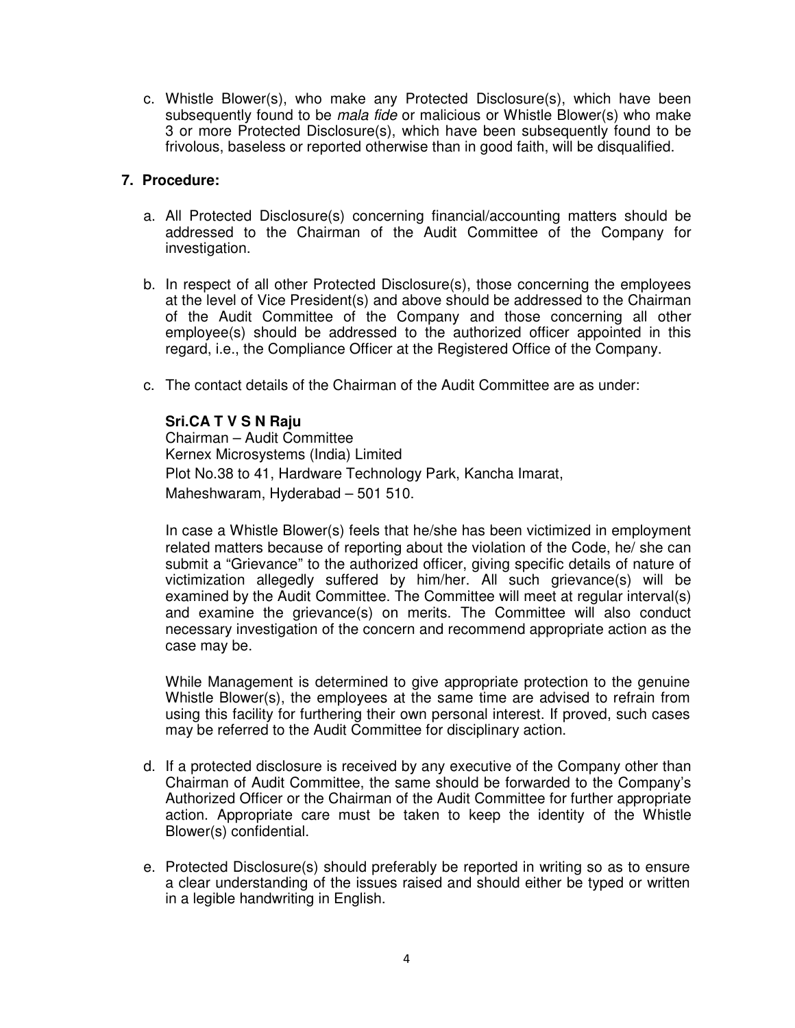c. Whistle Blower(s), who make any Protected Disclosure(s), which have been subsequently found to be *mala fide* or malicious or Whistle Blower(s) who make 3 or more Protected Disclosure(s), which have been subsequently found to be frivolous, baseless or reported otherwise than in good faith, will be disqualified.

**7. Procedure:**

a. All Protected Disclosure(s) concerning financial/accounting matters should be addressed to the Chairman of the Audit Committee of the Company for investigation.

b. In respect of all other Protected Disclosure(s), those concerning the employees at the level of Vice President(s) and above should be addressed to the Chairman of the Audit Committee of the Company and those concerning all other employee(s) should be addressed to the authorized officer appointed in this regard, i.e., the Compliance Officer at the Registered Office of the Company.

c. The contact details of the Chairman of the Audit Committee are as under:

**Sri.CA T V S N Raju**
Chairman – Audit Committee
Kernex Microsystems (India) Limited
Plot No.38 to 41, Hardware Technology Park, Kancha Imarat,
Maheshwaram, Hyderabad – 501 510.

In case a Whistle Blower(s) feels that he/she has been victimized in employment related matters because of reporting about the violation of the Code, he/ she can submit a "Grievance" to the authorized officer, giving specific details of nature of victimization allegedly suffered by him/her. All such grievance(s) will be examined by the Audit Committee. The Committee will meet at regular interval(s) and examine the grievance(s) on merits. The Committee will also conduct necessary investigation of the concern and recommend appropriate action as the case may be.

While Management is determined to give appropriate protection to the genuine Whistle Blower(s), the employees at the same time are advised to refrain from using this facility for furthering their own personal interest. If proved, such cases may be referred to the Audit Committee for disciplinary action.

d. If a protected disclosure is received by any executive of the Company other than Chairman of Audit Committee, the same should be forwarded to the Company's Authorized Officer or the Chairman of the Audit Committee for further appropriate action. Appropriate care must be taken to keep the identity of the Whistle Blower(s) confidential.

e. Protected Disclosure(s) should preferably be reported in writing so as to ensure a clear understanding of the issues raised and should either be typed or written in a legible handwriting in English.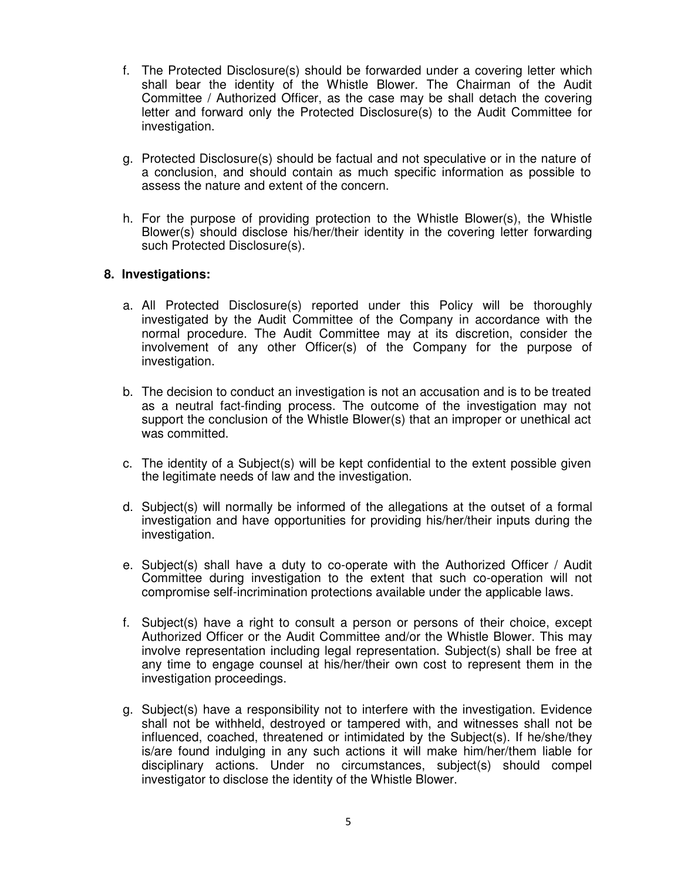f. The Protected Disclosure(s) should be forwarded under a covering letter which shall bear the identity of the Whistle Blower. The Chairman of the Audit Committee / Authorized Officer, as the case may be shall detach the covering letter and forward only the Protected Disclosure(s) to the Audit Committee for investigation.

g. Protected Disclosure(s) should be factual and not speculative or in the nature of a conclusion, and should contain as much specific information as possible to assess the nature and extent of the concern.

h. For the purpose of providing protection to the Whistle Blower(s), the Whistle Blower(s) should disclose his/her/their identity in the covering letter forwarding such Protected Disclosure(s).

## 8. Investigations:

a. All Protected Disclosure(s) reported under this Policy will be thoroughly investigated by the Audit Committee of the Company in accordance with the normal procedure. The Audit Committee may at its discretion, consider the involvement of any other Officer(s) of the Company for the purpose of investigation.

b. The decision to conduct an investigation is not an accusation and is to be treated as a neutral fact-finding process. The outcome of the investigation may not support the conclusion of the Whistle Blower(s) that an improper or unethical act was committed.

c. The identity of a Subject(s) will be kept confidential to the extent possible given the legitimate needs of law and the investigation.

d. Subject(s) will normally be informed of the allegations at the outset of a formal investigation and have opportunities for providing his/her/their inputs during the investigation.

e. Subject(s) shall have a duty to co-operate with the Authorized Officer / Audit Committee during investigation to the extent that such co-operation will not compromise self-incrimination protections available under the applicable laws.

f. Subject(s) have a right to consult a person or persons of their choice, except Authorized Officer or the Audit Committee and/or the Whistle Blower. This may involve representation including legal representation. Subject(s) shall be free at any time to engage counsel at his/her/their own cost to represent them in the investigation proceedings.

g. Subject(s) have a responsibility not to interfere with the investigation. Evidence shall not be withheld, destroyed or tampered with, and witnesses shall not be influenced, coached, threatened or intimidated by the Subject(s). If he/she/they is/are found indulging in any such actions it will make him/her/them liable for disciplinary actions. Under no circumstances, subject(s) should compel investigator to disclose the identity of the Whistle Blower.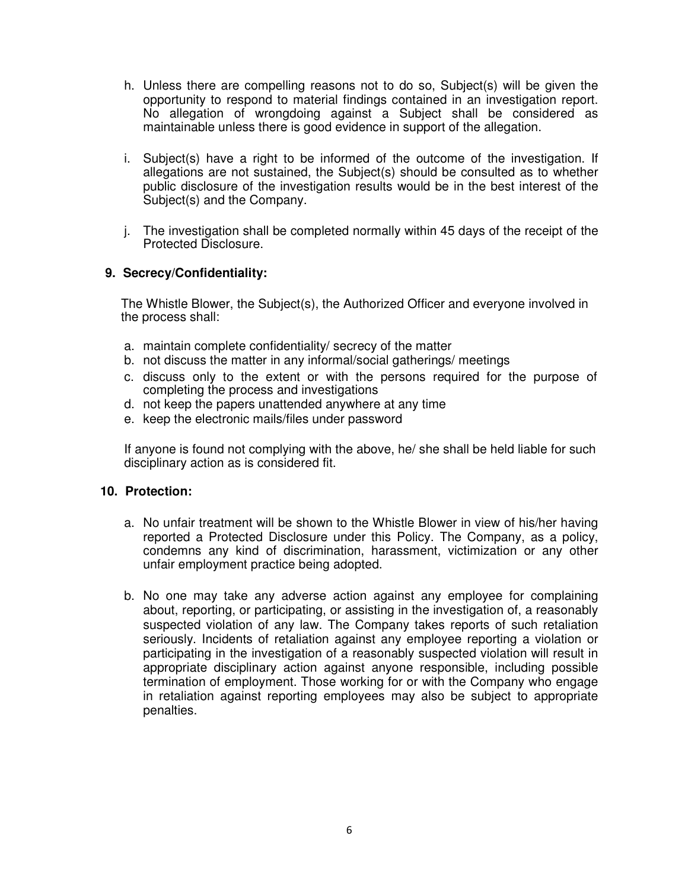h. Unless there are compelling reasons not to do so, Subject(s) will be given the opportunity to respond to material findings contained in an investigation report. No allegation of wrongdoing against a Subject shall be considered as maintainable unless there is good evidence in support of the allegation.

i. Subject(s) have a right to be informed of the outcome of the investigation. If allegations are not sustained, the Subject(s) should be consulted as to whether public disclosure of the investigation results would be in the best interest of the Subject(s) and the Company.

j. The investigation shall be completed normally within 45 days of the receipt of the Protected Disclosure.

## 9. Secrecy/Confidentiality:

The Whistle Blower, the Subject(s), the Authorized Officer and everyone involved in the process shall:

a. maintain complete confidentiality/ secrecy of the matter
b. not discuss the matter in any informal/social gatherings/ meetings
c. discuss only to the extent or with the persons required for the purpose of completing the process and investigations
d. not keep the papers unattended anywhere at any time
e. keep the electronic mails/files under password

If anyone is found not complying with the above, he/ she shall be held liable for such disciplinary action as is considered fit.

## 10. Protection:

a. No unfair treatment will be shown to the Whistle Blower in view of his/her having reported a Protected Disclosure under this Policy. The Company, as a policy, condemns any kind of discrimination, harassment, victimization or any other unfair employment practice being adopted.

b. No one may take any adverse action against any employee for complaining about, reporting, or participating, or assisting in the investigation of, a reasonably suspected violation of any law. The Company takes reports of such retaliation seriously. Incidents of retaliation against any employee reporting a violation or participating in the investigation of a reasonably suspected violation will result in appropriate disciplinary action against anyone responsible, including possible termination of employment. Those working for or with the Company who engage in retaliation against reporting employees may also be subject to appropriate penalties.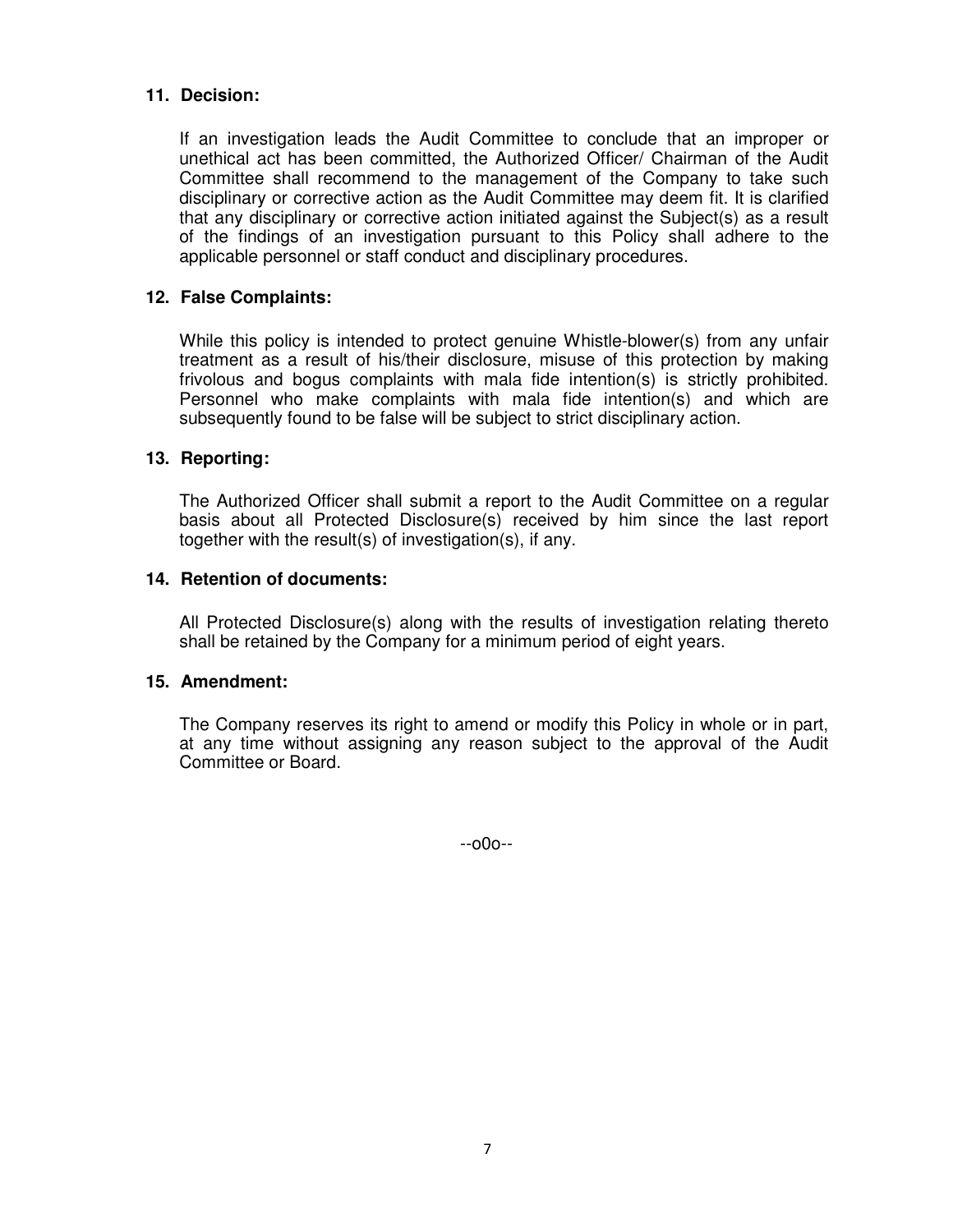## 11. Decision:

If an investigation leads the Audit Committee to conclude that an improper or unethical act has been committed, the Authorized Officer/ Chairman of the Audit Committee shall recommend to the management of the Company to take such disciplinary or corrective action as the Audit Committee may deem fit. It is clarified that any disciplinary or corrective action initiated against the Subject(s) as a result of the findings of an investigation pursuant to this Policy shall adhere to the applicable personnel or staff conduct and disciplinary procedures.

## 12. False Complaints:

While this policy is intended to protect genuine Whistle-blower(s) from any unfair treatment as a result of his/their disclosure, misuse of this protection by making frivolous and bogus complaints with mala fide intention(s) is strictly prohibited. Personnel who make complaints with mala fide intention(s) and which are subsequently found to be false will be subject to strict disciplinary action.

## 13. Reporting:

The Authorized Officer shall submit a report to the Audit Committee on a regular basis about all Protected Disclosure(s) received by him since the last report together with the result(s) of investigation(s), if any.

## 14. Retention of documents:

All Protected Disclosure(s) along with the results of investigation relating thereto shall be retained by the Company for a minimum period of eight years.

## 15. Amendment:

The Company reserves its right to amend or modify this Policy in whole or in part, at any time without assigning any reason subject to the approval of the Audit Committee or Board.

--o0o--